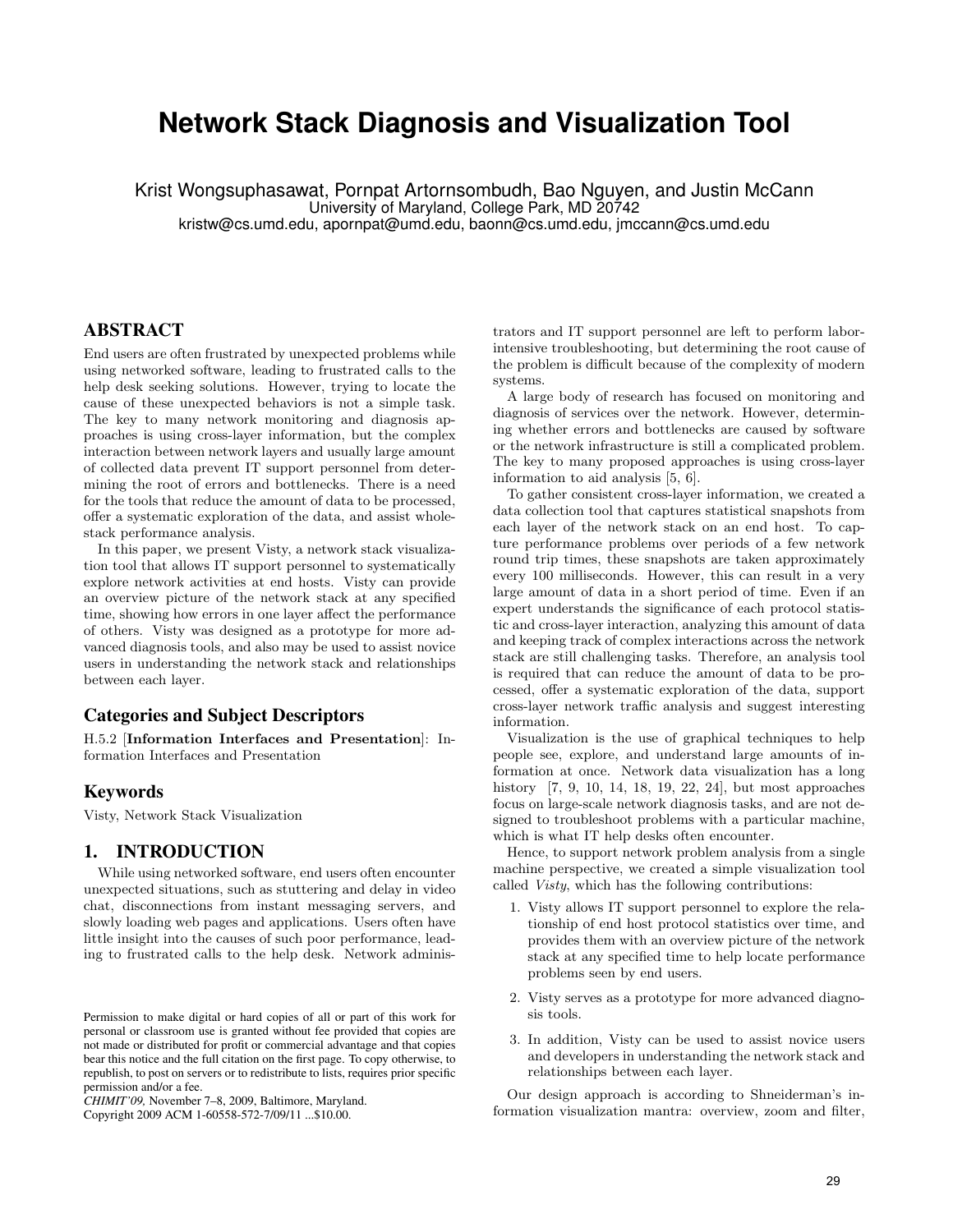# Network Stack Diagnosis and Visualization Tool

Krist Wongsuphasawat, Pornpat Artornsombudh, Bao Nguyen, and Justin McCann
University of Maryland, College Park, MD 20742
kristw@cs.umd.edu, apornpat@umd.edu, baonn@cs.umd.edu, jmccann@cs.umd.edu

## ABSTRACT

End users are often frustrated by unexpected problems while using networked software, leading to frustrated calls to the help desk seeking solutions. However, trying to locate the cause of these unexpected behaviors is not a simple task. The key to many network monitoring and diagnosis approaches is using cross-layer information, but the complex interaction between network layers and usually large amount of collected data prevent IT support personnel from determining the root of errors and bottlenecks. There is a need for the tools that reduce the amount of data to be processed, offer a systematic exploration of the data, and assist whole-stack performance analysis.

In this paper, we present Visty, a network stack visualization tool that allows IT support personnel to systematically explore network activities at end hosts. Visty can provide an overview picture of the network stack at any specified time, showing how errors in one layer affect the performance of others. Visty was designed as a prototype for more advanced diagnosis tools, and also may be used to assist novice users in understanding the network stack and relationships between each layer.

### Categories and Subject Descriptors

H.5.2 [**Information Interfaces and Presentation**]: Information Interfaces and Presentation

### Keywords

Visty, Network Stack Visualization

## 1. INTRODUCTION

While using networked software, end users often encounter unexpected situations, such as stuttering and delay in video chat, disconnections from instant messaging servers, and slowly loading web pages and applications. Users often have little insight into the causes of such poor performance, leading to frustrated calls to the help desk. Network administrators and IT support personnel are left to perform labor-intensive troubleshooting, but determining the root cause of the problem is difficult because of the complexity of modern systems.

A large body of research has focused on monitoring and diagnosis of services over the network. However, determining whether errors and bottlenecks are caused by software or the network infrastructure is still a complicated problem. The key to many proposed approaches is using cross-layer information to aid analysis [5, 6].

To gather consistent cross-layer information, we created a data collection tool that captures statistical snapshots from each layer of the network stack on an end host. To capture performance problems over periods of a few network round trip times, these snapshots are taken approximately every 100 milliseconds. However, this can result in a very large amount of data in a short period of time. Even if an expert understands the significance of each protocol statistic and cross-layer interaction, analyzing this amount of data and keeping track of complex interactions across the network stack are still challenging tasks. Therefore, an analysis tool is required that can reduce the amount of data to be processed, offer a systematic exploration of the data, support cross-layer network traffic analysis and suggest interesting information.

Visualization is the use of graphical techniques to help people see, explore, and understand large amounts of information at once. Network data visualization has a long history [7, 9, 10, 14, 18, 19, 22, 24], but most approaches focus on large-scale network diagnosis tasks, and are not designed to troubleshoot problems with a particular machine, which is what IT help desks often encounter.

Hence, to support network problem analysis from a single machine perspective, we created a simple visualization tool called *Visty*, which has the following contributions:

1. Visty allows IT support personnel to explore the relationship of end host protocol statistics over time, and provides them with an overview picture of the network stack at any specified time to help locate performance problems seen by end users.
2. Visty serves as a prototype for more advanced diagnosis tools.
3. In addition, Visty can be used to assist novice users and developers in understanding the network stack and relationships between each layer.

Our design approach is according to Shneiderman's information visualization mantra: overview, zoom and filter,

Permission to make digital or hard copies of all or part of this work for personal or classroom use is granted without fee provided that copies are not made or distributed for profit or commercial advantage and that copies bear this notice and the full citation on the first page. To copy otherwise, to republish, to post on servers or to redistribute to lists, requires prior specific permission and/or a fee.
*CHIMIT'09,* November 7–8, 2009, Baltimore, Maryland.
Copyright 2009 ACM 1-60558-572-7/09/11 ...$10.00.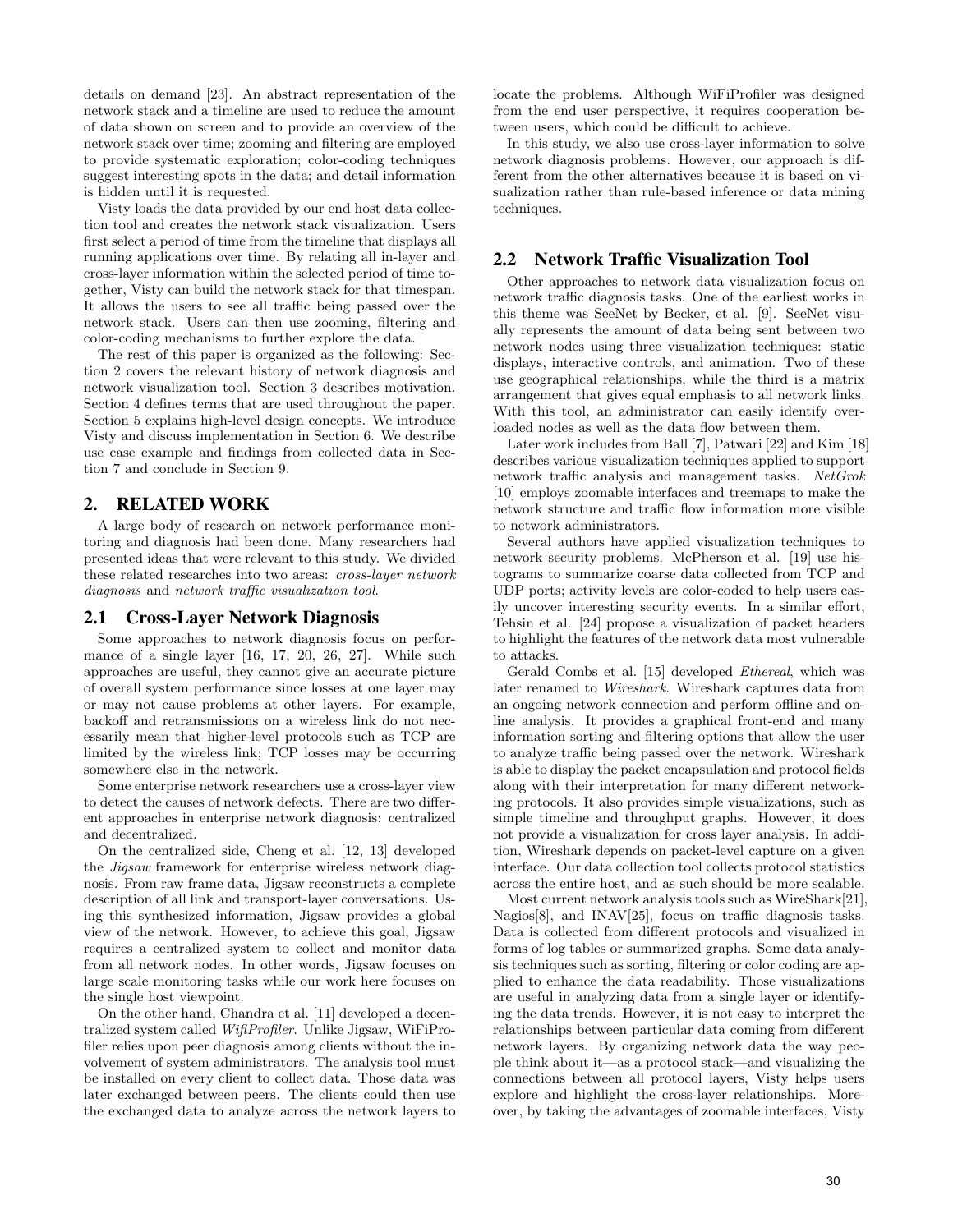details on demand [23]. An abstract representation of the network stack and a timeline are used to reduce the amount of data shown on screen and to provide an overview of the network stack over time; zooming and filtering are employed to provide systematic exploration; color-coding techniques suggest interesting spots in the data; and detail information is hidden until it is requested.

Visty loads the data provided by our end host data collection tool and creates the network stack visualization. Users first select a period of time from the timeline that displays all running applications over time. By relating all in-layer and cross-layer information within the selected period of time together, Visty can build the network stack for that timespan. It allows the users to see all traffic being passed over the network stack. Users can then use zooming, filtering and color-coding mechanisms to further explore the data.

The rest of this paper is organized as the following: Section 2 covers the relevant history of network diagnosis and network visualization tool. Section 3 describes motivation. Section 4 defines terms that are used throughout the paper. Section 5 explains high-level design concepts. We introduce Visty and discuss implementation in Section 6. We describe use case example and findings from collected data in Section 7 and conclude in Section 9.

## 2. RELATED WORK

A large body of research on network performance monitoring and diagnosis had been done. Many researchers had presented ideas that were relevant to this study. We divided these related researches into two areas: *cross-layer network diagnosis* and *network traffic visualization tool*.

### 2.1 Cross-Layer Network Diagnosis

Some approaches to network diagnosis focus on performance of a single layer [16, 17, 20, 26, 27]. While such approaches are useful, they cannot give an accurate picture of overall system performance since losses at one layer may or may not cause problems at other layers. For example, backoff and retransmissions on a wireless link do not necessarily mean that higher-level protocols such as TCP are limited by the wireless link; TCP losses may be occurring somewhere else in the network.

Some enterprise network researchers use a cross-layer view to detect the causes of network defects. There are two different approaches in enterprise network diagnosis: centralized and decentralized.

On the centralized side, Cheng et al. [12, 13] developed the *Jigsaw* framework for enterprise wireless network diagnosis. From raw frame data, Jigsaw reconstructs a complete description of all link and transport-layer conversations. Using this synthesized information, Jigsaw provides a global view of the network. However, to achieve this goal, Jigsaw requires a centralized system to collect and monitor data from all network nodes. In other words, Jigsaw focuses on large scale monitoring tasks while our work here focuses on the single host viewpoint.

On the other hand, Chandra et al. [11] developed a decentralized system called *WifiProfiler*. Unlike Jigsaw, WiFiProfiler relies upon peer diagnosis among clients without the involvement of system administrators. The analysis tool must be installed on every client to collect data. Those data was later exchanged between peers. The clients could then use the exchanged data to analyze across the network layers to locate the problems. Although WiFiProfiler was designed from the end user perspective, it requires cooperation between users, which could be difficult to achieve.

In this study, we also use cross-layer information to solve network diagnosis problems. However, our approach is different from the other alternatives because it is based on visualization rather than rule-based inference or data mining techniques.

### 2.2 Network Traffic Visualization Tool

Other approaches to network data visualization focus on network traffic diagnosis tasks. One of the earliest works in this theme was SeeNet by Becker, et al. [9]. SeeNet visually represents the amount of data being sent between two network nodes using three visualization techniques: static displays, interactive controls, and animation. Two of these use geographical relationships, while the third is a matrix arrangement that gives equal emphasis to all network links. With this tool, an administrator can easily identify overloaded nodes as well as the data flow between them.

Later work includes from Ball [7], Patwari [22] and Kim [18] describes various visualization techniques applied to support network traffic analysis and management tasks. *NetGrok* [10] employs zoomable interfaces and treemaps to make the network structure and traffic flow information more visible to network administrators.

Several authors have applied visualization techniques to network security problems. McPherson et al. [19] use histograms to summarize coarse data collected from TCP and UDP ports; activity levels are color-coded to help users easily uncover interesting security events. In a similar effort, Tehsin et al. [24] propose a visualization of packet headers to highlight the features of the network data most vulnerable to attacks.

Gerald Combs et al. [15] developed *Ethereal*, which was later renamed to *Wireshark*. Wireshark captures data from an ongoing network connection and perform offline and online analysis. It provides a graphical front-end and many information sorting and filtering options that allow the user to analyze traffic being passed over the network. Wireshark is able to display the packet encapsulation and protocol fields along with their interpretation for many different networking protocols. It also provides simple visualizations, such as simple timeline and throughput graphs. However, it does not provide a visualization for cross layer analysis. In addition, Wireshark depends on packet-level capture on a given interface. Our data collection tool collects protocol statistics across the entire host, and as such should be more scalable.

Most current network analysis tools such as WireShark[21], Nagios[8], and INAV[25], focus on traffic diagnosis tasks. Data is collected from different protocols and visualized in forms of log tables or summarized graphs. Some data analysis techniques such as sorting, filtering or color coding are applied to enhance the data readability. Those visualizations are useful in analyzing data from a single layer or identifying the data trends. However, it is not easy to interpret the relationships between particular data coming from different network layers. By organizing network data the way people think about it—as a protocol stack—and visualizing the connections between all protocol layers, Visty helps users explore and highlight the cross-layer relationships. Moreover, by taking the advantages of zoomable interfaces, Visty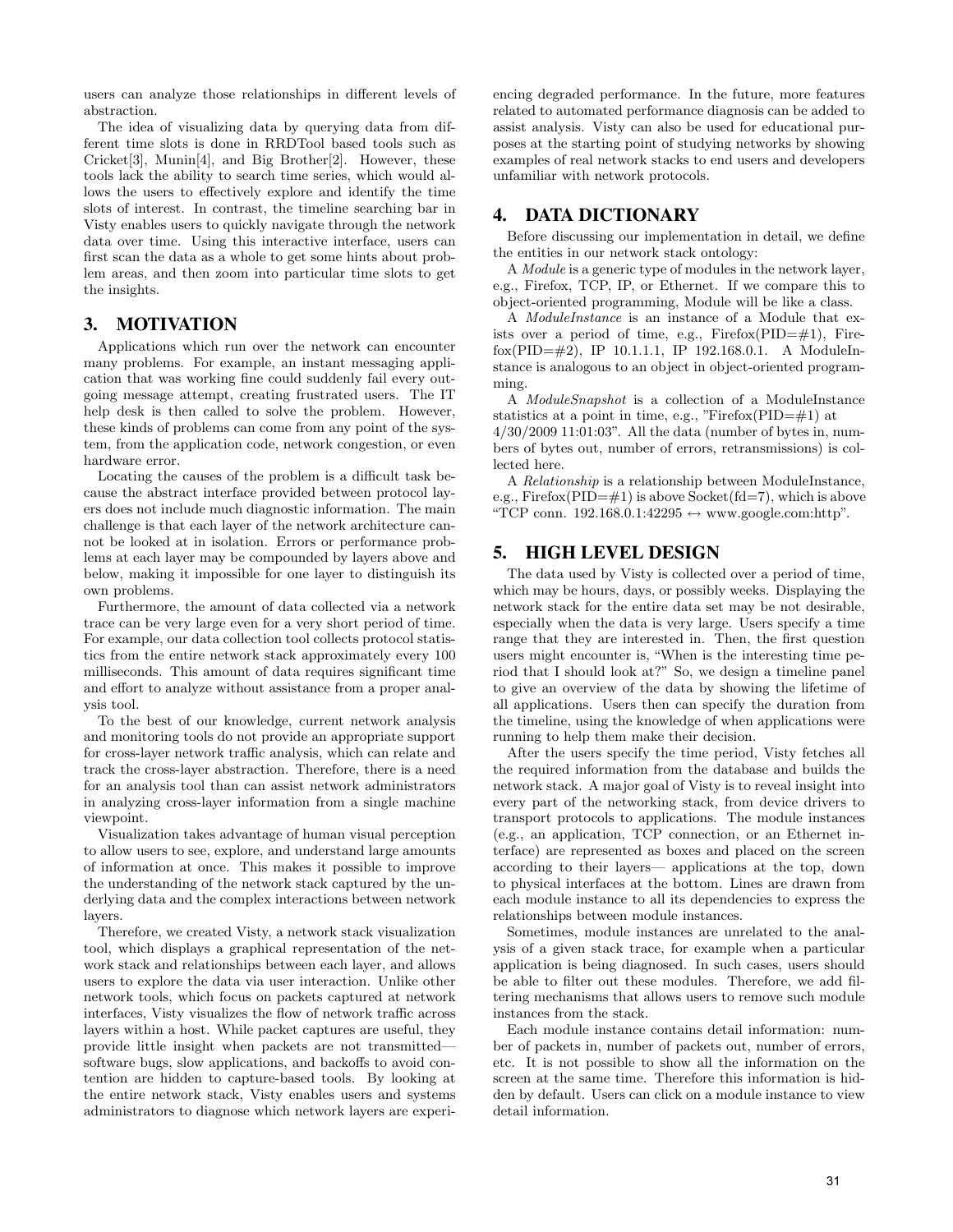users can analyze those relationships in different levels of abstraction.

The idea of visualizing data by querying data from different time slots is done in RRDTool based tools such as Cricket[3], Munin[4], and Big Brother[2]. However, these tools lack the ability to search time series, which would allows the users to effectively explore and identify the time slots of interest. In contrast, the timeline searching bar in Visty enables users to quickly navigate through the network data over time. Using this interactive interface, users can first scan the data as a whole to get some hints about problem areas, and then zoom into particular time slots to get the insights.

## 3. MOTIVATION

Applications which run over the network can encounter many problems. For example, an instant messaging application that was working fine could suddenly fail every outgoing message attempt, creating frustrated users. The IT help desk is then called to solve the problem. However, these kinds of problems can come from any point of the system, from the application code, network congestion, or even hardware error.

Locating the causes of the problem is a difficult task because the abstract interface provided between protocol layers does not include much diagnostic information. The main challenge is that each layer of the network architecture cannot be looked at in isolation. Errors or performance problems at each layer may be compounded by layers above and below, making it impossible for one layer to distinguish its own problems.

Furthermore, the amount of data collected via a network trace can be very large even for a very short period of time. For example, our data collection tool collects protocol statistics from the entire network stack approximately every 100 milliseconds. This amount of data requires significant time and effort to analyze without assistance from a proper analysis tool.

To the best of our knowledge, current network analysis and monitoring tools do not provide an appropriate support for cross-layer network traffic analysis, which can relate and track the cross-layer abstraction. Therefore, there is a need for an analysis tool than can assist network administrators in analyzing cross-layer information from a single machine viewpoint.

Visualization takes advantage of human visual perception to allow users to see, explore, and understand large amounts of information at once. This makes it possible to improve the understanding of the network stack captured by the underlying data and the complex interactions between network layers.

Therefore, we created Visty, a network stack visualization tool, which displays a graphical representation of the network stack and relationships between each layer, and allows users to explore the data via user interaction. Unlike other network tools, which focus on packets captured at network interfaces, Visty visualizes the flow of network traffic across layers within a host. While packet captures are useful, they provide little insight when packets are not transmitted— software bugs, slow applications, and backoffs to avoid contention are hidden to capture-based tools. By looking at the entire network stack, Visty enables users and systems administrators to diagnose which network layers are experiencing degraded performance. In the future, more features related to automated performance diagnosis can be added to assist analysis. Visty can also be used for educational purposes at the starting point of studying networks by showing examples of real network stacks to end users and developers unfamiliar with network protocols.

## 4. DATA DICTIONARY

Before discussing our implementation in detail, we define the entities in our network stack ontology:

A *Module* is a generic type of modules in the network layer, e.g., Firefox, TCP, IP, or Ethernet. If we compare this to object-oriented programming, Module will be like a class.

A *ModuleInstance* is an instance of a Module that exists over a period of time, e.g., Firefox(PID=#1), Firefox(PID=#2), IP 10.1.1.1, IP 192.168.0.1. A ModuleInstance is analogous to an object in object-oriented programming.

A *ModuleSnapshot* is a collection of a ModuleInstance statistics at a point in time, e.g., "Firefox(PID=#1) at 4/30/2009 11:01:03". All the data (number of bytes in, numbers of bytes out, number of errors, retransmissions) is collected here.

A *Relationship* is a relationship between ModuleInstance, e.g., Firefox(PID=#1) is above Socket(fd=7), which is above "TCP conn. 192.168.0.1:42295 ↔ www.google.com:http".

## 5. HIGH LEVEL DESIGN

The data used by Visty is collected over a period of time, which may be hours, days, or possibly weeks. Displaying the network stack for the entire data set may be not desirable, especially when the data is very large. Users specify a time range that they are interested in. Then, the first question users might encounter is, "When is the interesting time period that I should look at?" So, we design a timeline panel to give an overview of the data by showing the lifetime of all applications. Users then can specify the duration from the timeline, using the knowledge of when applications were running to help them make their decision.

After the users specify the time period, Visty fetches all the required information from the database and builds the network stack. A major goal of Visty is to reveal insight into every part of the networking stack, from device drivers to transport protocols to applications. The module instances (e.g., an application, TCP connection, or an Ethernet interface) are represented as boxes and placed on the screen according to their layers— applications at the top, down to physical interfaces at the bottom. Lines are drawn from each module instance to all its dependencies to express the relationships between module instances.

Sometimes, module instances are unrelated to the analysis of a given stack trace, for example when a particular application is being diagnosed. In such cases, users should be able to filter out these modules. Therefore, we add filtering mechanisms that allows users to remove such module instances from the stack.

Each module instance contains detail information: number of packets in, number of packets out, number of errors, etc. It is not possible to show all the information on the screen at the same time. Therefore this information is hidden by default. Users can click on a module instance to view detail information.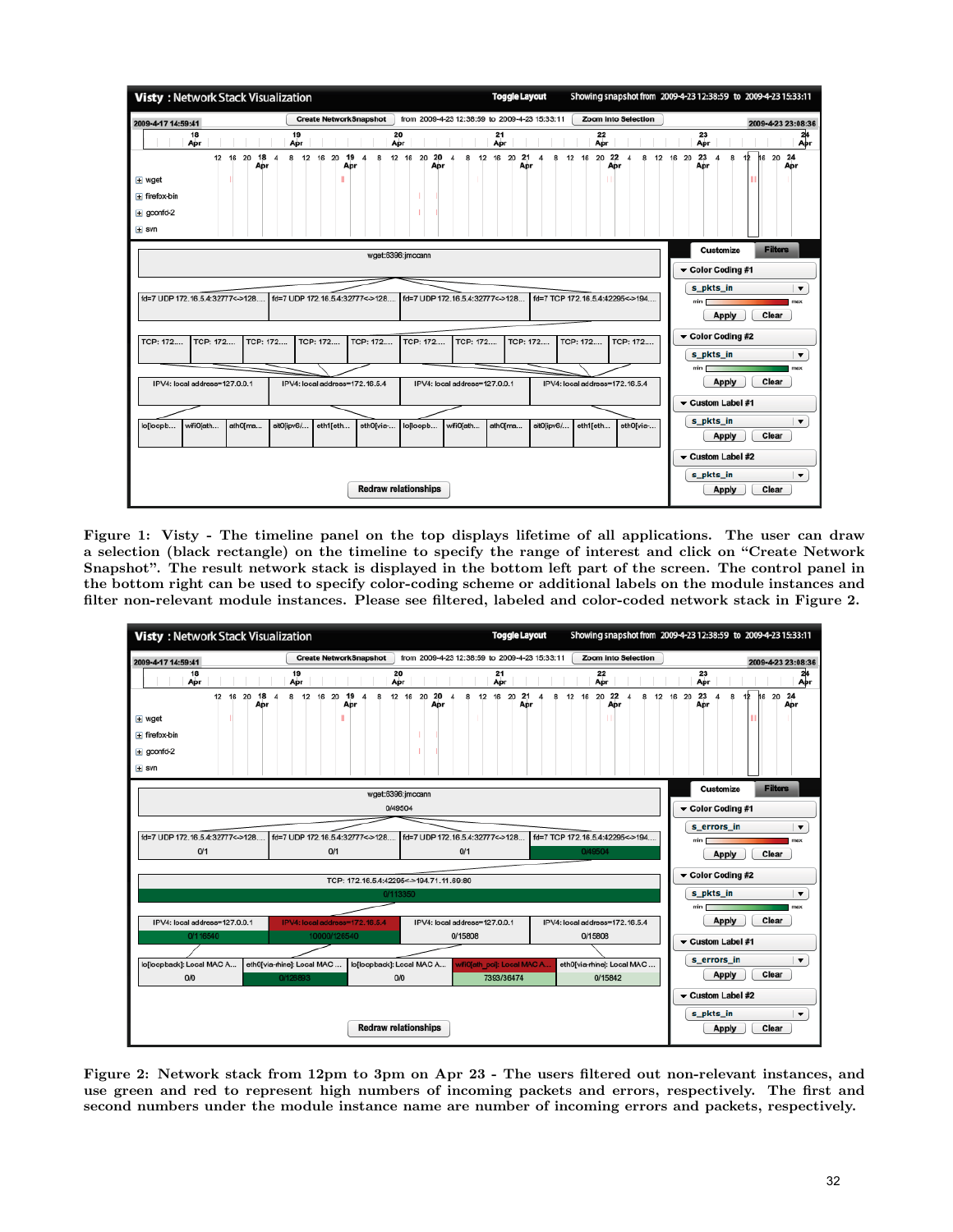Figure 1: Visty - The timeline panel on the top displays lifetime of all applications. The user can draw a selection (black rectangle) on the timeline to specify the range of interest and click on "Create Network Snapshot". The result network stack is displayed in the bottom left part of the screen. The control panel in the bottom right can be used to specify color-coding scheme or additional labels on the module instances and filter non-relevant module instances. Please see filtered, labeled and color-coded network stack in Figure 2.

Figure 2: Network stack from 12pm to 3pm on Apr 23 - The users filtered out non-relevant instances, and use green and red to represent high numbers of incoming packets and errors, respectively. The first and second numbers under the module instance name are number of incoming errors and packets, respectively.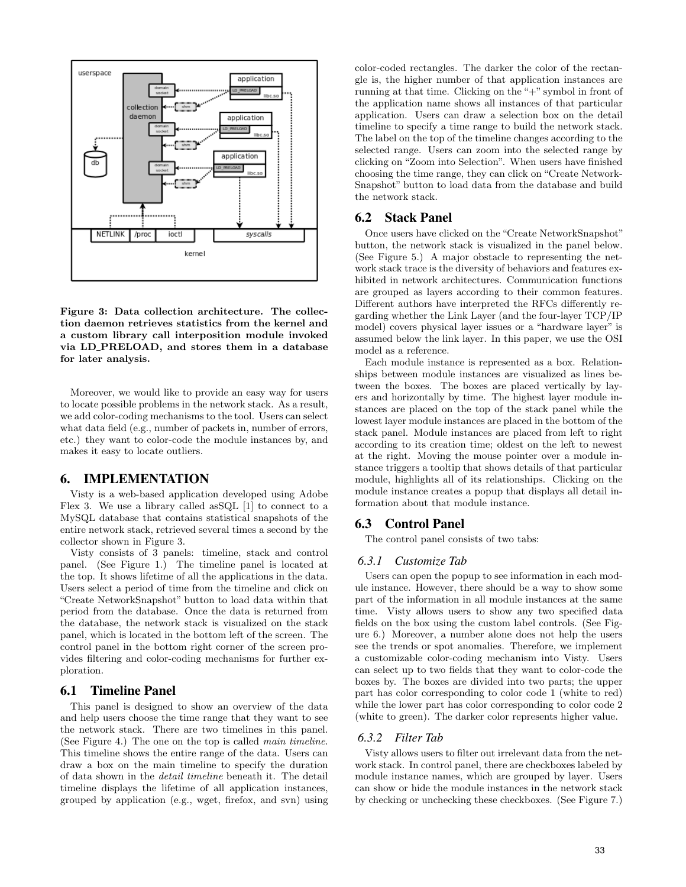Figure 3: Data collection architecture. The collection daemon retrieves statistics from the kernel and a custom library call interposition module invoked via LD_PRELOAD, and stores them in a database for later analysis.

Moreover, we would like to provide an easy way for users to locate possible problems in the network stack. As a result, we add color-coding mechanisms to the tool. Users can select what data field (e.g., number of packets in, number of errors, etc.) they want to color-code the module instances by, and makes it easy to locate outliers.

## 6. IMPLEMENTATION

Visty is a web-based application developed using Adobe Flex 3. We use a library called asSQL [1] to connect to a MySQL database that contains statistical snapshots of the entire network stack, retrieved several times a second by the collector shown in Figure 3.

Visty consists of 3 panels: timeline, stack and control panel. (See Figure 1.) The timeline panel is located at the top. It shows lifetime of all the applications in the data. Users select a period of time from the timeline and click on "Create NetworkSnapshot" button to load data within that period from the database. Once the data is returned from the database, the network stack is visualized on the stack panel, which is located in the bottom left of the screen. The control panel in the bottom right corner of the screen provides filtering and color-coding mechanisms for further exploration.

### 6.1 Timeline Panel

This panel is designed to show an overview of the data and help users choose the time range that they want to see the network stack. There are two timelines in this panel. (See Figure 4.) The one on the top is called *main timeline*. This timeline shows the entire range of the data. Users can draw a box on the main timeline to specify the duration of data shown in the *detail timeline* beneath it. The detail timeline displays the lifetime of all application instances, grouped by application (e.g., wget, firefox, and svn) using color-coded rectangles. The darker the color of the rectangle is, the higher number of that application instances are running at that time. Clicking on the "+" symbol in front of the application name shows all instances of that particular application. Users can draw a selection box on the detail timeline to specify a time range to build the network stack. The label on the top of the timeline changes according to the selected range. Users can zoom into the selected range by clicking on "Zoom into Selection". When users have finished choosing the time range, they can click on "Create NetworkSnapshot" button to load data from the database and build the network stack.

### 6.2 Stack Panel

Once users have clicked on the "Create NetworkSnapshot" button, the network stack is visualized in the panel below. (See Figure 5.) A major obstacle to representing the network stack trace is the diversity of behaviors and features exhibited in network architectures. Communication functions are grouped as layers according to their common features. Different authors have interpreted the RFCs differently regarding whether the Link Layer (and the four-layer TCP/IP model) covers physical layer issues or a "hardware layer" is assumed below the link layer. In this paper, we use the OSI model as a reference.

Each module instance is represented as a box. Relationships between module instances are visualized as lines between the boxes. The boxes are placed vertically by layers and horizontally by time. The highest layer module instances are placed on the top of the stack panel while the lowest layer module instances are placed in the bottom of the stack panel. Module instances are placed from left to right according to its creation time; oldest on the left to newest at the right. Moving the mouse pointer over a module instance triggers a tooltip that shows details of that particular module, highlights all of its relationships. Clicking on the module instance creates a popup that displays all detail information about that module instance.

### 6.3 Control Panel

The control panel consists of two tabs:

#### 6.3.1 Customize Tab

Users can open the popup to see information in each module instance. However, there should be a way to show some part of the information in all module instances at the same time. Visty allows users to show any two specified data fields on the box using the custom label controls. (See Figure 6.) Moreover, a number alone does not help the users see the trends or spot anomalies. Therefore, we implement a customizable color-coding mechanism into Visty. Users can select up to two fields that they want to color-code the boxes by. The boxes are divided into two parts; the upper part has color corresponding to color code 1 (white to red) while the lower part has color corresponding to color code 2 (white to green). The darker color represents higher value.

#### 6.3.2 Filter Tab

Visty allows users to filter out irrelevant data from the network stack. In control panel, there are checkboxes labeled by module instance names, which are grouped by layer. Users can show or hide the module instances in the network stack by checking or unchecking these checkboxes. (See Figure 7.)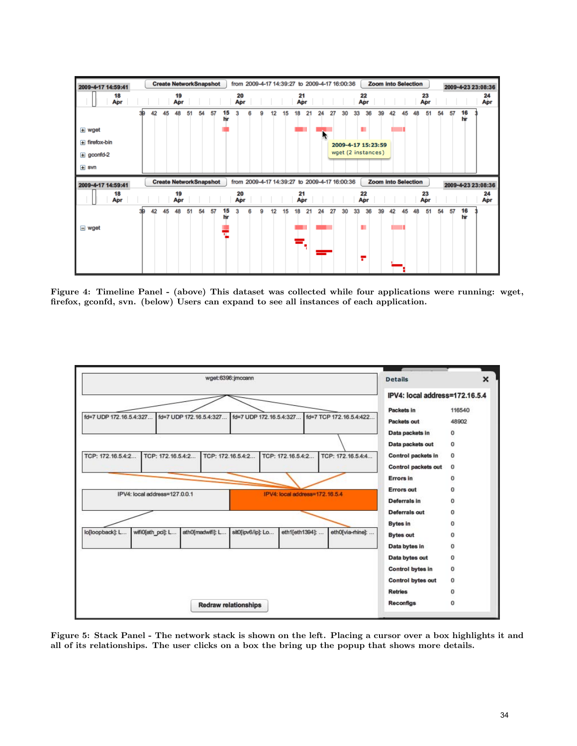Figure 4: Timeline Panel - (above) This dataset was collected while four applications were running: wget, firefox, gconfd, svn. (below) Users can expand to see all instances of each application.

Figure 5: Stack Panel - The network stack is shown on the left. Placing a cursor over a box highlights it and all of its relationships. The user clicks on a box the bring up the popup that shows more details.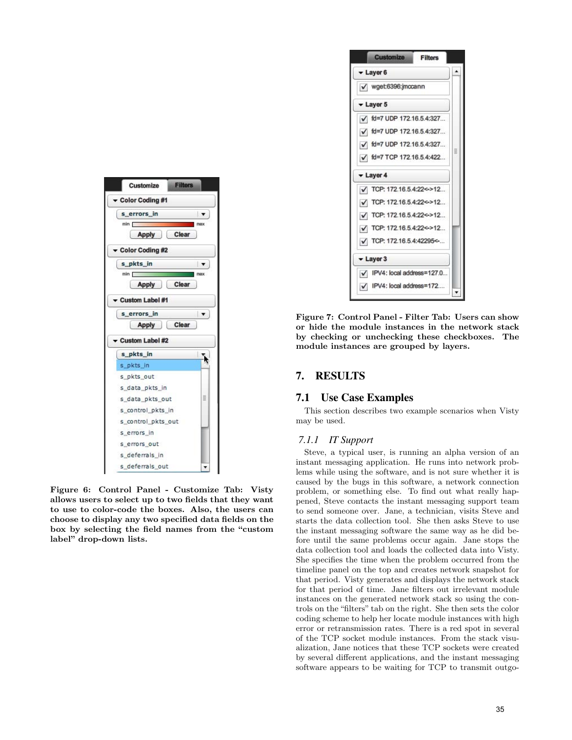Figure 6: Control Panel - Customize Tab: Vìsty allows users to select up to two fields that they want to use to color-code the boxes. Also, the users can choose to display any two specified data fields on the box by selecting the field names from the "custom label" drop-down lists.

Figure 7: Control Panel - Filter Tab: Users can show or hide the module instances in the network stack by checking or unchecking these checkboxes. The module instances are grouped by layers.

## 7. RESULTS

### 7.1 Use Case Examples

This section describes two example scenarios when Visty may be used.

#### 7.1.1 *IT Support*

Steve, a typical user, is running an alpha version of an instant messaging application. He runs into network problems while using the software, and is not sure whether it is caused by the bugs in this software, a network connection problem, or something else. To find out what really happened, Steve contacts the instant messaging support team to send someone over. Jane, a technician, visits Steve and starts the data collection tool. She then asks Steve to use the instant messaging software the same way as he did before until the same problems occur again. Jane stops the data collection tool and loads the collected data into Visty. She specifies the time when the problem occurred from the timeline panel on the top and creates network snapshot for that period. Visty generates and displays the network stack for that period of time. Jane filters out irrelevant module instances on the generated network stack so using the controls on the "filters" tab on the right. She then sets the color coding scheme to help her locate module instances with high error or retransmission rates. There is a red spot in several of the TCP socket module instances. From the stack visualization, Jane notices that these TCP sockets were created by several different applications, and the instant messaging software appears to be waiting for TCP to transmit outgo-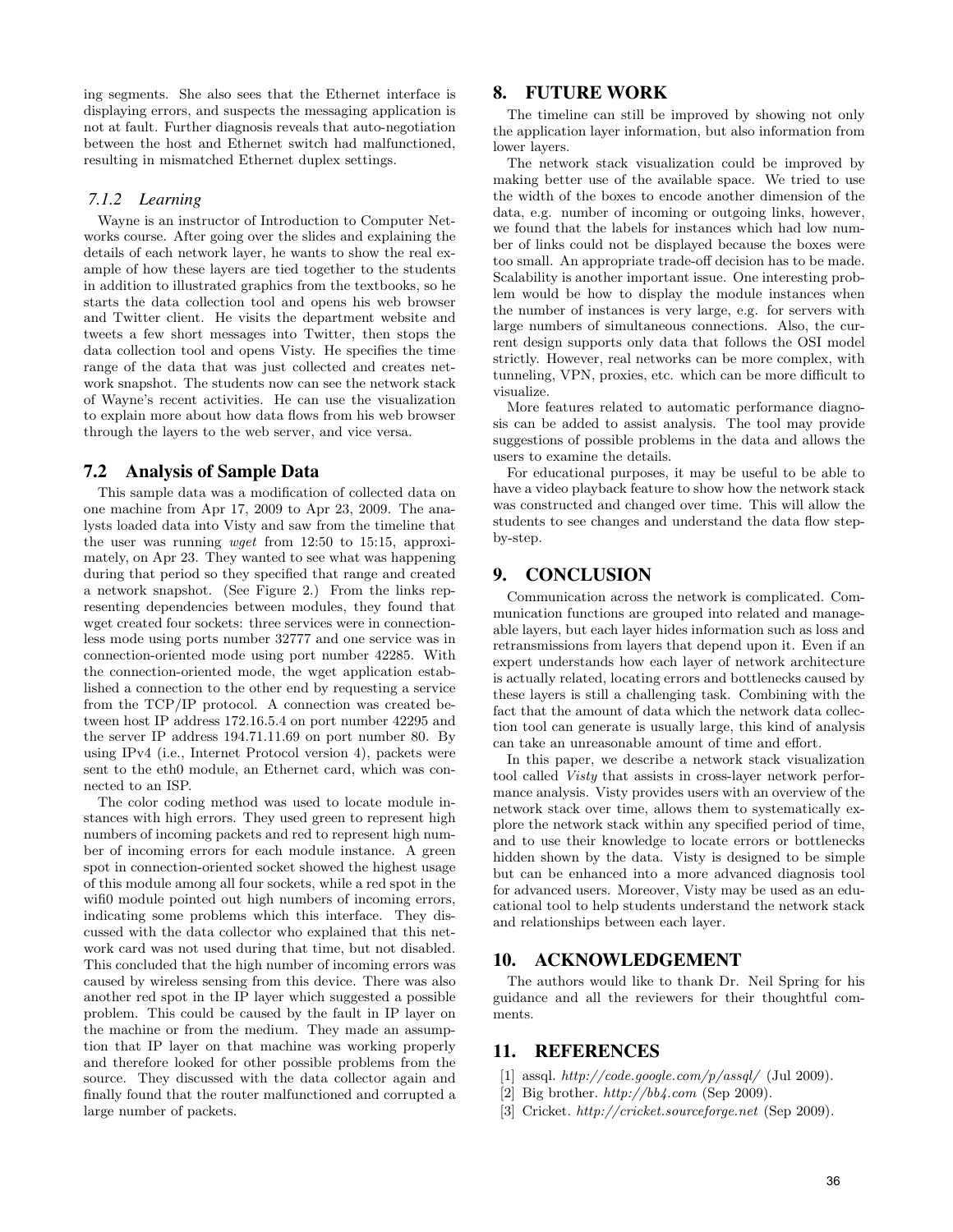ing segments. She also sees that the Ethernet interface is displaying errors, and suspects the messaging application is not at fault. Further diagnosis reveals that auto-negotiation between the host and Ethernet switch had malfunctioned, resulting in mismatched Ethernet duplex settings.

#### 7.1.2 Learning

Wayne is an instructor of Introduction to Computer Networks course. After going over the slides and explaining the details of each network layer, he wants to show the real example of how these layers are tied together to the students in addition to illustrated graphics from the textbooks, so he starts the data collection tool and opens his web browser and Twitter client. He visits the department website and tweets a few short messages into Twitter, then stops the data collection tool and opens Visty. He specifies the time range of the data that was just collected and creates network snapshot. The students now can see the network stack of Wayne's recent activities. He can use the visualization to explain more about how data flows from his web browser through the layers to the web server, and vice versa.

### 7.2 Analysis of Sample Data

This sample data was a modification of collected data on one machine from Apr 17, 2009 to Apr 23, 2009. The analysts loaded data into Visty and saw from the timeline that the user was running *wget* from 12:50 to 15:15, approximately, on Apr 23. They wanted to see what was happening during that period so they specified that range and created a network snapshot. (See Figure 2.) From the links representing dependencies between modules, they found that wget created four sockets: three services were in connectionless mode using ports number 32777 and one service was in connection-oriented mode using port number 42285. With the connection-oriented mode, the wget application established a connection to the other end by requesting a service from the TCP/IP protocol. A connection was created between host IP address 172.16.5.4 on port number 42295 and the server IP address 194.71.11.69 on port number 80. By using IPv4 (i.e., Internet Protocol version 4), packets were sent to the eth0 module, an Ethernet card, which was connected to an ISP.

The color coding method was used to locate module instances with high errors. They used green to represent high numbers of incoming packets and red to represent high number of incoming errors for each module instance. A green spot in connection-oriented socket showed the highest usage of this module among all four sockets, while a red spot in the wifi0 module pointed out high numbers of incoming errors, indicating some problems which this interface. They discussed with the data collector who explained that this network card was not used during that time, but not disabled. This concluded that the high number of incoming errors was caused by wireless sensing from this device. There was also another red spot in the IP layer which suggested a possible problem. This could be caused by the fault in IP layer on the machine or from the medium. They made an assumption that IP layer on that machine was working properly and therefore looked for other possible problems from the source. They discussed with the data collector again and finally found that the router malfunctioned and corrupted a large number of packets.

## 8. FUTURE WORK

The timeline can still be improved by showing not only the application layer information, but also information from lower layers.

The network stack visualization could be improved by making better use of the available space. We tried to use the width of the boxes to encode another dimension of the data, e.g. number of incoming or outgoing links, however, we found that the labels for instances which had low number of links could not be displayed because the boxes were too small. An appropriate trade-off decision has to be made. Scalability is another important issue. One interesting problem would be how to display the module instances when the number of instances is very large, e.g. for servers with large numbers of simultaneous connections. Also, the current design supports only data that follows the OSI model strictly. However, real networks can be more complex, with tunneling, VPN, proxies, etc. which can be more difficult to visualize.

More features related to automatic performance diagnosis can be added to assist analysis. The tool may provide suggestions of possible problems in the data and allows the users to examine the details.

For educational purposes, it may be useful to be able to have a video playback feature to show how the network stack was constructed and changed over time. This will allow the students to see changes and understand the data flow step-by-step.

## 9. CONCLUSION

Communication across the network is complicated. Communication functions are grouped into related and manageable layers, but each layer hides information such as loss and retransmissions from layers that depend upon it. Even if an expert understands how each layer of network architecture is actually related, locating errors and bottlenecks caused by these layers is still a challenging task. Combining with the fact that the amount of data which the network data collection tool can generate is usually large, this kind of analysis can take an unreasonable amount of time and effort.

In this paper, we describe a network stack visualization tool called *Visty* that assists in cross-layer network performance analysis. Visty provides users with an overview of the network stack over time, allows them to systematically explore the network stack within any specified period of time, and to use their knowledge to locate errors or bottlenecks hidden shown by the data. Visty is designed to be simple but can be enhanced into a more advanced diagnosis tool for advanced users. Moreover, Visty may be used as an educational tool to help students understand the network stack and relationships between each layer.

## 10. ACKNOWLEDGEMENT

The authors would like to thank Dr. Neil Spring for his guidance and all the reviewers for their thoughtful comments.

## 11. REFERENCES

[1] assql. *http://code.google.com/p/assql/* (Jul 2009).
[2] Big brother. *http://bb4.com* (Sep 2009).
[3] Cricket. *http://cricket.sourceforge.net* (Sep 2009).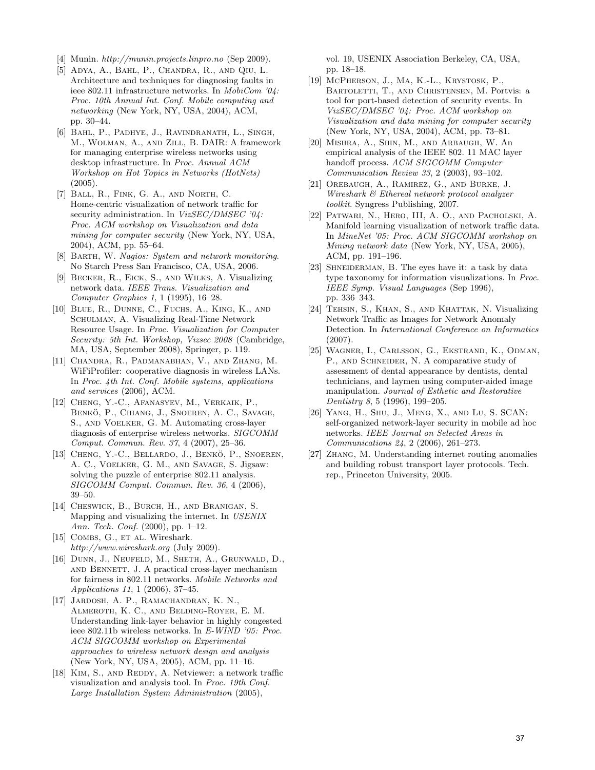[4] Munin. *http://munin.projects.linpro.no* (Sep 2009).

[5] Adya, A., Bahl, P., Chandra, R., and Qiu, L. Architecture and techniques for diagnosing faults in ieee 802.11 infrastructure networks. In *MobiCom '04: Proc. 10th Annual Int. Conf. Mobile computing and networking* (New York, NY, USA, 2004), ACM, pp. 30–44.

[6] Bahl, P., Padhye, J., Ravindranath, L., Singh, M., Wolman, A., and Zill, B. DAIR: A framework for managing enterprise wireless networks using desktop infrastructure. In *Proc. Annual ACM Workshop on Hot Topics in Networks (HotNets)* (2005).

[7] Ball, R., Fink, G. A., and North, C. Home-centric visualization of network traffic for security administration. In *VizSEC/DMSEC '04: Proc. ACM workshop on Visualization and data mining for computer security* (New York, NY, USA, 2004), ACM, pp. 55–64.

[8] Barth, W. *Nagios: System and network monitoring*. No Starch Press San Francisco, CA, USA, 2006.

[9] Becker, R., Eick, S., and Wilks, A. Visualizing network data. *IEEE Trans. Visualization and Computer Graphics 1*, 1 (1995), 16–28.

[10] Blue, R., Dunne, C., Fuchs, A., King, K., and Schulman, A. Visualizing Real-Time Network Resource Usage. In *Proc. Visualization for Computer Security: 5th Int. Workshop, Vizsec 2008* (Cambridge, MA, USA, September 2008), Springer, p. 119.

[11] Chandra, R., Padmanabhan, V., and Zhang, M. WiFiProfiler: cooperative diagnosis in wireless LANs. In *Proc. 4th Int. Conf. Mobile systems, applications and services* (2006), ACM.

[12] Cheng, Y.-C., Afanasyev, M., Verkaik, P., Benkö, P., Chiang, J., Snoeren, A. C., Savage, S., and Voelker, G. M. Automating cross-layer diagnosis of enterprise wireless networks. *SIGCOMM Comput. Commun. Rev. 37*, 4 (2007), 25–36.

[13] Cheng, Y.-C., Bellardo, J., Benkö, P., Snoeren, A. C., Voelker, G. M., and Savage, S. Jigsaw: solving the puzzle of enterprise 802.11 analysis. *SIGCOMM Comput. Commun. Rev. 36*, 4 (2006), 39–50.

[14] Cheswick, B., Burch, H., and Branigan, S. Mapping and visualizing the internet. In *USENIX Ann. Tech. Conf.* (2000), pp. 1–12.

[15] Combs, G., et al. Wireshark. *http://www.wireshark.org* (July 2009).

[16] Dunn, J., Neufeld, M., Sheth, A., Grunwald, D., and Bennett, J. A practical cross-layer mechanism for fairness in 802.11 networks. *Mobile Networks and Applications 11*, 1 (2006), 37–45.

[17] Jardosh, A. P., Ramachandran, K. N., Almeroth, K. C., and Belding-Royer, E. M. Understanding link-layer behavior in highly congested ieee 802.11b wireless networks. In *E-WIND '05: Proc. ACM SIGCOMM workshop on Experimental approaches to wireless network design and analysis* (New York, NY, USA, 2005), ACM, pp. 11–16.

[18] Kim, S., and Reddy, A. Netviewer: a network traffic visualization and analysis tool. In *Proc. 19th Conf. Large Installation System Administration* (2005), vol. 19, USENIX Association Berkeley, CA, USA, pp. 18–18.

[19] McPherson, J., Ma, K.-L., Krystosk, P., Bartoletti, T., and Christensen, M. Portvis: a tool for port-based detection of security events. In *VizSEC/DMSEC '04: Proc. ACM workshop on Visualization and data mining for computer security* (New York, NY, USA, 2004), ACM, pp. 73–81.

[20] Mishra, A., Shin, M., and Arbaugh, W. An empirical analysis of the IEEE 802. 11 MAC layer handoff process. *ACM SIGCOMM Computer Communication Review 33*, 2 (2003), 93–102.

[21] Orebaugh, A., Ramirez, G., and Burke, J. *Wireshark & Ethereal network protocol analyzer toolkit*. Syngress Publishing, 2007.

[22] Patwari, N., Hero, III, A. O., and Pacholski, A. Manifold learning visualization of network traffic data. In *MineNet '05: Proc. ACM SIGCOMM workshop on Mining network data* (New York, NY, USA, 2005), ACM, pp. 191–196.

[23] Shneiderman, B. The eyes have it: a task by data type taxonomy for information visualizations. In *Proc. IEEE Symp. Visual Languages* (Sep 1996), pp. 336–343.

[24] Tehsin, S., Khan, S., and Khattak, N. Visualizing Network Traffic as Images for Network Anomaly Detection. In *International Conference on Informatics* (2007).

[25] Wagner, I., Carlsson, G., Ekstrand, K., Odman, P., and Schneider, N. A comparative study of assessment of dental appearance by dentists, dental technicians, and laymen using computer-aided image manipulation. *Journal of Esthetic and Restorative Dentistry 8*, 5 (1996), 199–205.

[26] Yang, H., Shu, J., Meng, X., and Lu, S. SCAN: self-organized network-layer security in mobile ad hoc networks. *IEEE Journal on Selected Areas in Communications 24*, 2 (2006), 261–273.

[27] Zhang, M. Understanding internet routing anomalies and building robust transport layer protocols. Tech. rep., Princeton University, 2005.